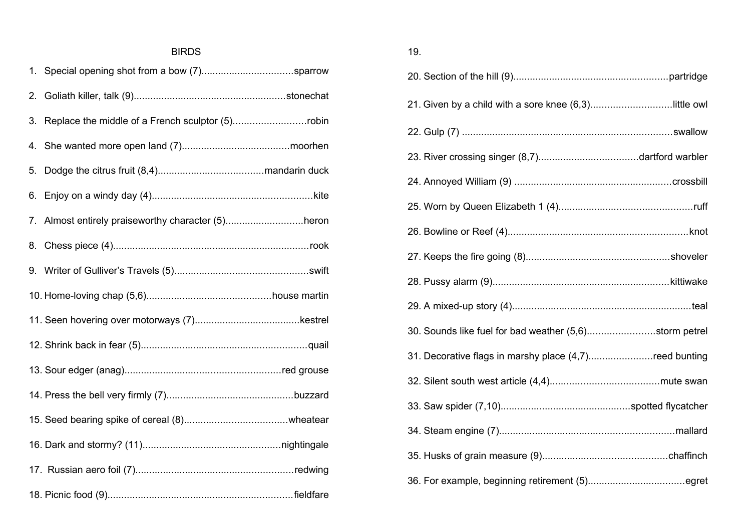# BIRDS

1. Special opening shot from a bow (7)................................sparrow
2. Goliath killer, talk (9)......................................................stonechat
3. Replace the middle of a French sculptor (5)..........................robin
4. She wanted more open land (7)......................................moorhen
5. Dodge the citrus fruit (8,4)......................................mandarin duck
6. Enjoy on a windy day (4)..........................................................kite
7. Almost entirely praiseworthy character (5)............................heron
8. Chess piece (4)......................................................................rook
9. Writer of Gulliver's Travels (5)................................................swift
10. Home-loving chap (5,6)............................................house martin
11. Seen hovering over motorways (7)......................................kestrel
12. Shrink back in fear (5)............................................................quail
13. Sour edger (anag)........................................................red grouse
14. Press the bell very firmly (7)..............................................buzzard
15. Seed bearing spike of cereal (8)......................................wheatear
16. Dark and stormy? (11)..................................................nightingale
17. Russian aero foil (7).........................................................redwing
18. Picnic food (9)...................................................................fieldfare
19.
20. Section of the hill (9)........................................................partridge
21. Given by a child with a sore knee (6,3).............................little owl
22. Gulp (7) ............................................................................swallow
23. River crossing singer (8,7)....................................dartford warbler
24. Annoyed William (9) .........................................................crossbill
25. Worn by Queen Elizabeth 1 (4)................................................ruff
26. Bowline or Reef (4)................................................................knot
27. Keeps the fire going (8)....................................................shoveler
28. Pussy alarm (9)...............................................................kittiwake
29. A mixed-up story (4)................................................................teal
30. Sounds like fuel for bad weather (5,6)........................storm petrel
31. Decorative flags in marshy place (4,7).......................reed bunting
32. Silent south west article (4,4).......................................mute swan
33. Saw spider (7,10)...............................................spotted flycatcher
34. Steam engine (7)..............................................................mallard
35. Husks of grain measure (9).............................................chaffinch
36. For example, beginning retirement (5)..................................egret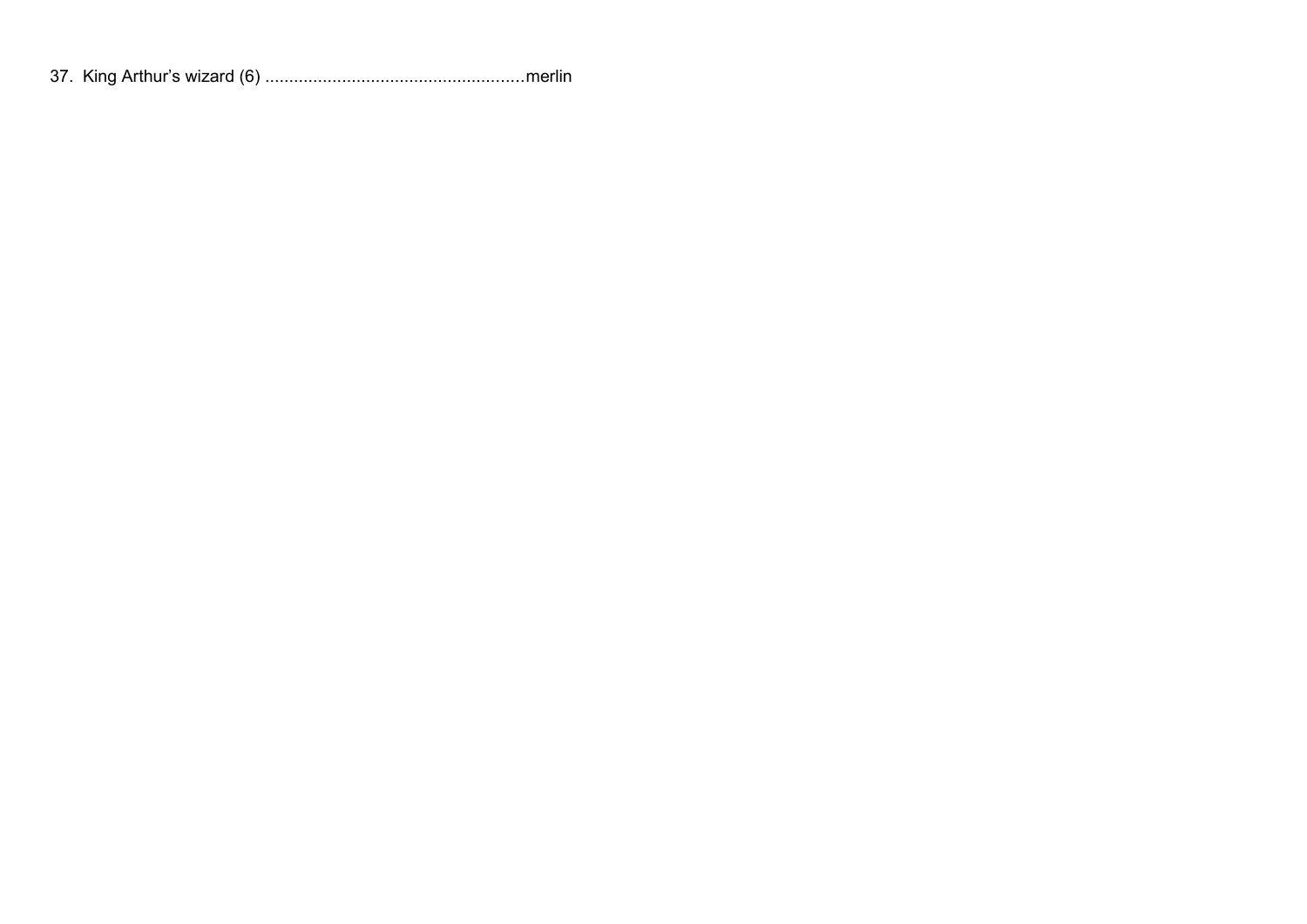37. King Arthur’s wizard (6) ......................................................merlin